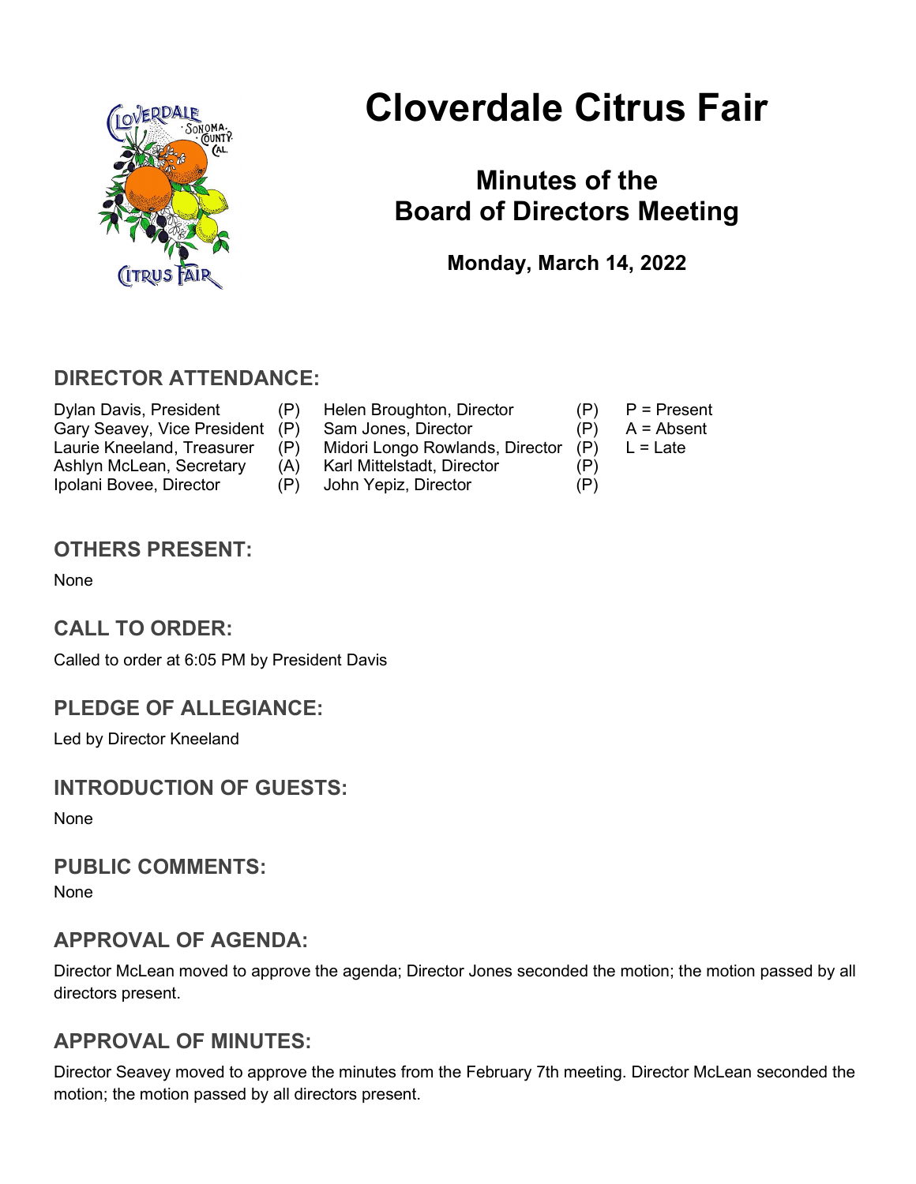# Cloverdale Citrus Fair

## Minutes of the Board of Directors Meeting

**Monday, March 14, 2022**

## DIRECTOR ATTENDANCE:

| | | | | |
|---|---|---|---|---|
| Dylan Davis, President | (P) | Helen Broughton, Director | (P) | P = Present |
| Gary Seavey, Vice President | (P) | Sam Jones, Director | (P) | A = Absent |
| Laurie Kneeland, Treasurer | (P) | Midori Longo Rowlands, Director | (P) | L = Late |
| Ashlyn McLean, Secretary | (A) | Karl Mittelstadt, Director | (P) | |
| Ipolani Bovee, Director | (P) | John Yepiz, Director | (P) | |

## OTHERS PRESENT:

None

## CALL TO ORDER:

Called to order at 6:05 PM by President Davis

## PLEDGE OF ALLEGIANCE:

Led by Director Kneeland

## INTRODUCTION OF GUESTS:

None

## PUBLIC COMMENTS:

None

## APPROVAL OF AGENDA:

Director McLean moved to approve the agenda; Director Jones seconded the motion; the motion passed by all directors present.

## APPROVAL OF MINUTES:

Director Seavey moved to approve the minutes from the February 7th meeting. Director McLean seconded the motion; the motion passed by all directors present.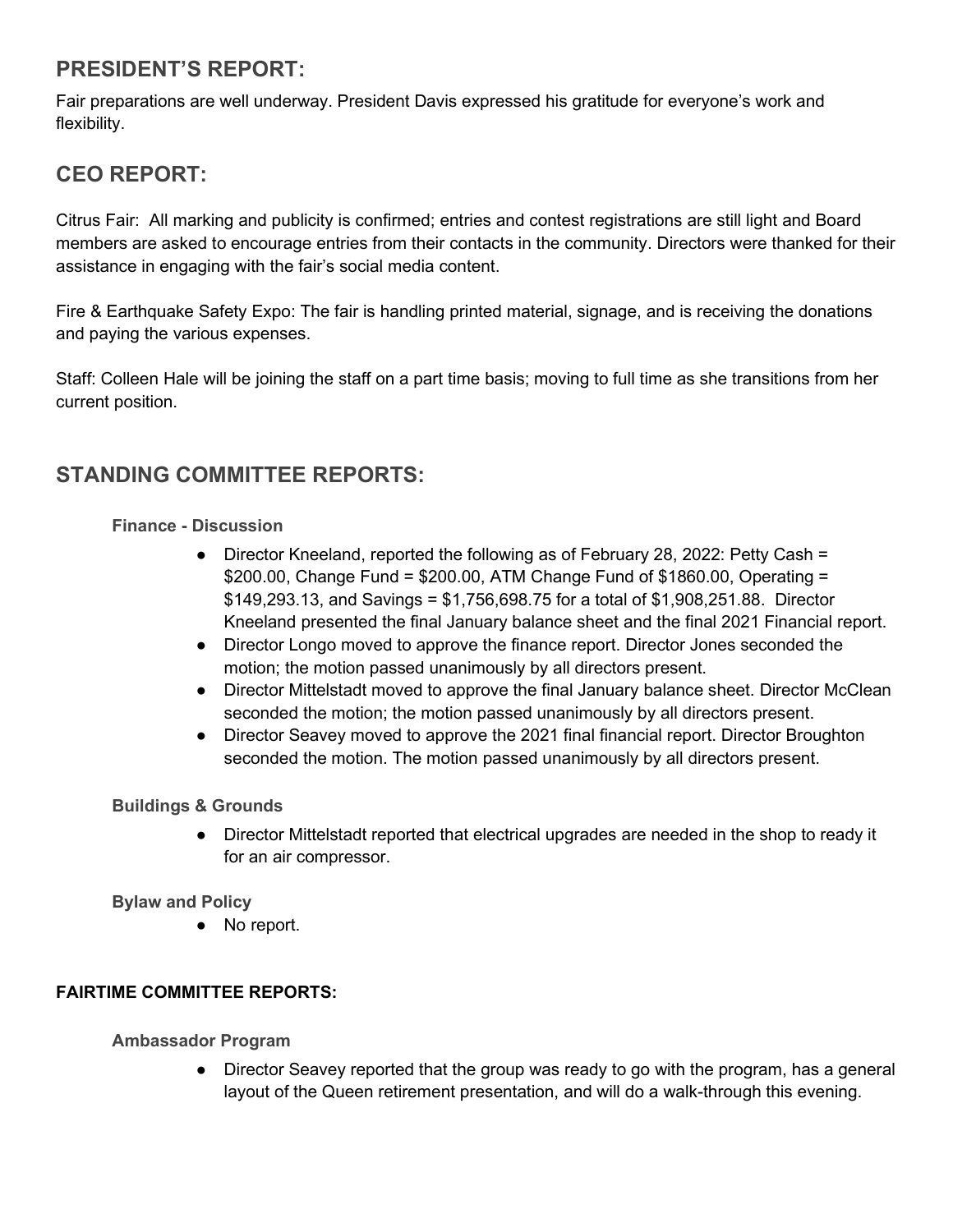## PRESIDENT'S REPORT:

Fair preparations are well underway. President Davis expressed his gratitude for everyone's work and flexibility.

## CEO REPORT:

Citrus Fair: All marking and publicity is confirmed; entries and contest registrations are still light and Board members are asked to encourage entries from their contacts in the community. Directors were thanked for their assistance in engaging with the fair's social media content.

Fire & Earthquake Safety Expo: The fair is handling printed material, signage, and is receiving the donations and paying the various expenses.

Staff: Colleen Hale will be joining the staff on a part time basis; moving to full time as she transitions from her current position.

## STANDING COMMITTEE REPORTS:

### Finance - Discussion

- Director Kneeland, reported the following as of February 28, 2022: Petty Cash = $200.00, Change Fund = $200.00, ATM Change Fund of $1860.00, Operating = $149,293.13, and Savings = $1,756,698.75 for a total of $1,908,251.88. Director Kneeland presented the final January balance sheet and the final 2021 Financial report.
- Director Longo moved to approve the finance report. Director Jones seconded the motion; the motion passed unanimously by all directors present.
- Director Mittelstadt moved to approve the final January balance sheet. Director McClean seconded the motion; the motion passed unanimously by all directors present.
- Director Seavey moved to approve the 2021 final financial report. Director Broughton seconded the motion. The motion passed unanimously by all directors present.

### Buildings & Grounds

- Director Mittelstadt reported that electrical upgrades are needed in the shop to ready it for an air compressor.

### Bylaw and Policy

- No report.

**FAIRTIME COMMITTEE REPORTS:**

### Ambassador Program

- Director Seavey reported that the group was ready to go with the program, has a general layout of the Queen retirement presentation, and will do a walk-through this evening.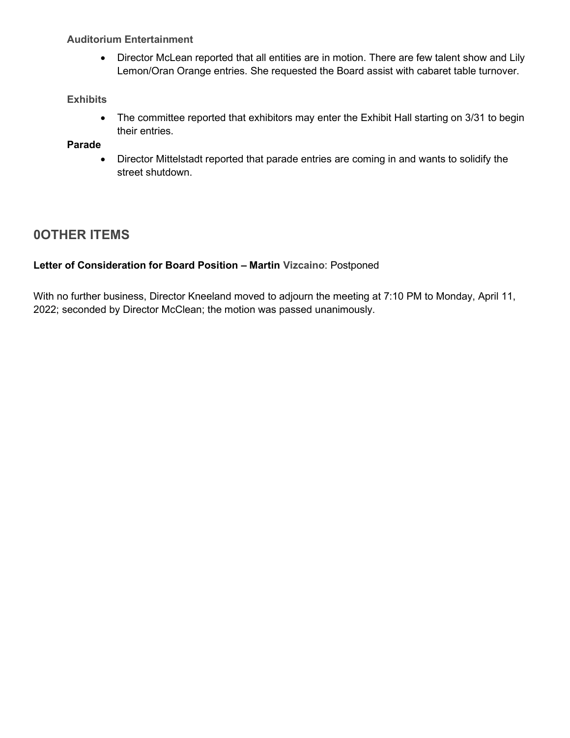### Auditorium Entertainment

- Director McLean reported that all entities are in motion. There are few talent show and Lily Lemon/Oran Orange entries. She requested the Board assist with cabaret table turnover.

### Exhibits

- The committee reported that exhibitors may enter the Exhibit Hall starting on 3/31 to begin their entries.

### Parade

- Director Mittelstadt reported that parade entries are coming in and wants to solidify the street shutdown.

## 0OTHER ITEMS

**Letter of Consideration for Board Position – Martin Vizcaino**: Postponed

With no further business, Director Kneeland moved to adjourn the meeting at 7:10 PM to Monday, April 11, 2022; seconded by Director McClean; the motion was passed unanimously.